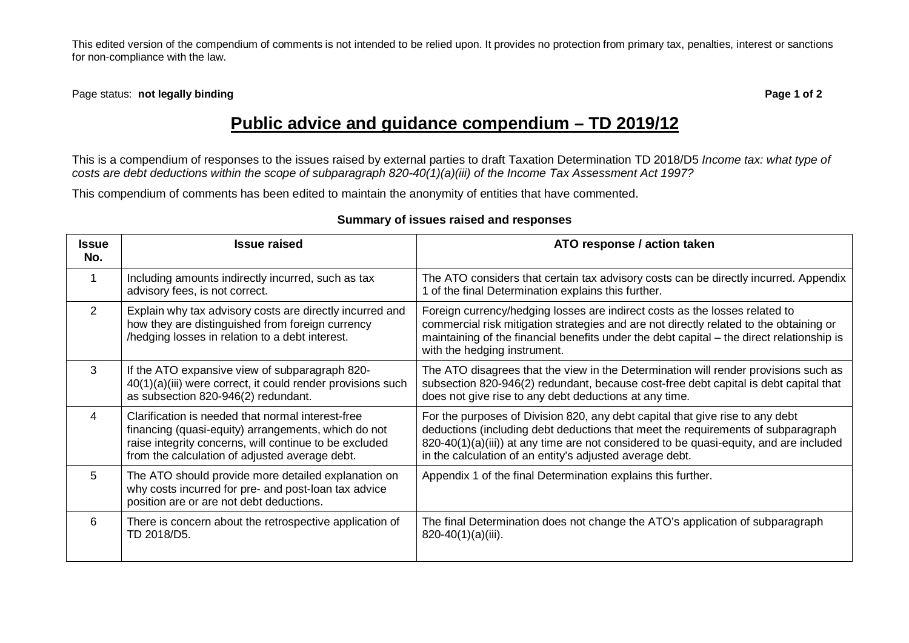This edited version of the compendium of comments is not intended to be relied upon. It provides no protection from primary tax, penalties, interest or sanctions for non-compliance with the law.

Page status: **not legally binding**

# Public advice and guidance compendium – TD 2019/12

This is a compendium of responses to the issues raised by external parties to draft Taxation Determination TD 2018/D5 *Income tax: what type of costs are debt deductions within the scope of subparagraph 820-40(1)(a)(iii) of the Income Tax Assessment Act 1997?*

This compendium of comments has been edited to maintain the anonymity of entities that have commented.

**Summary of issues raised and responses**

| Issue No. | Issue raised | ATO response / action taken |
|---|---|---|
| 1 | Including amounts indirectly incurred, such as tax advisory fees, is not correct. | The ATO considers that certain tax advisory costs can be directly incurred. Appendix 1 of the final Determination explains this further. |
| 2 | Explain why tax advisory costs are directly incurred and how they are distinguished from foreign currency /hedging losses in relation to a debt interest. | Foreign currency/hedging losses are indirect costs as the losses related to commercial risk mitigation strategies and are not directly related to the obtaining or maintaining of the financial benefits under the debt capital – the direct relationship is with the hedging instrument. |
| 3 | If the ATO expansive view of subparagraph 820-40(1)(a)(iii) were correct, it could render provisions such as subsection 820-946(2) redundant. | The ATO disagrees that the view in the Determination will render provisions such as subsection 820-946(2) redundant, because cost-free debt capital is debt capital that does not give rise to any debt deductions at any time. |
| 4 | Clarification is needed that normal interest-free financing (quasi-equity) arrangements, which do not raise integrity concerns, will continue to be excluded from the calculation of adjusted average debt. | For the purposes of Division 820, any debt capital that give rise to any debt deductions (including debt deductions that meet the requirements of subparagraph 820-40(1)(a)(iii)) at any time are not considered to be quasi-equity, and are included in the calculation of an entity's adjusted average debt. |
| 5 | The ATO should provide more detailed explanation on why costs incurred for pre- and post-loan tax advice position are or are not debt deductions. | Appendix 1 of the final Determination explains this further. |
| 6 | There is concern about the retrospective application of TD 2018/D5. | The final Determination does not change the ATO's application of subparagraph 820-40(1)(a)(iii). |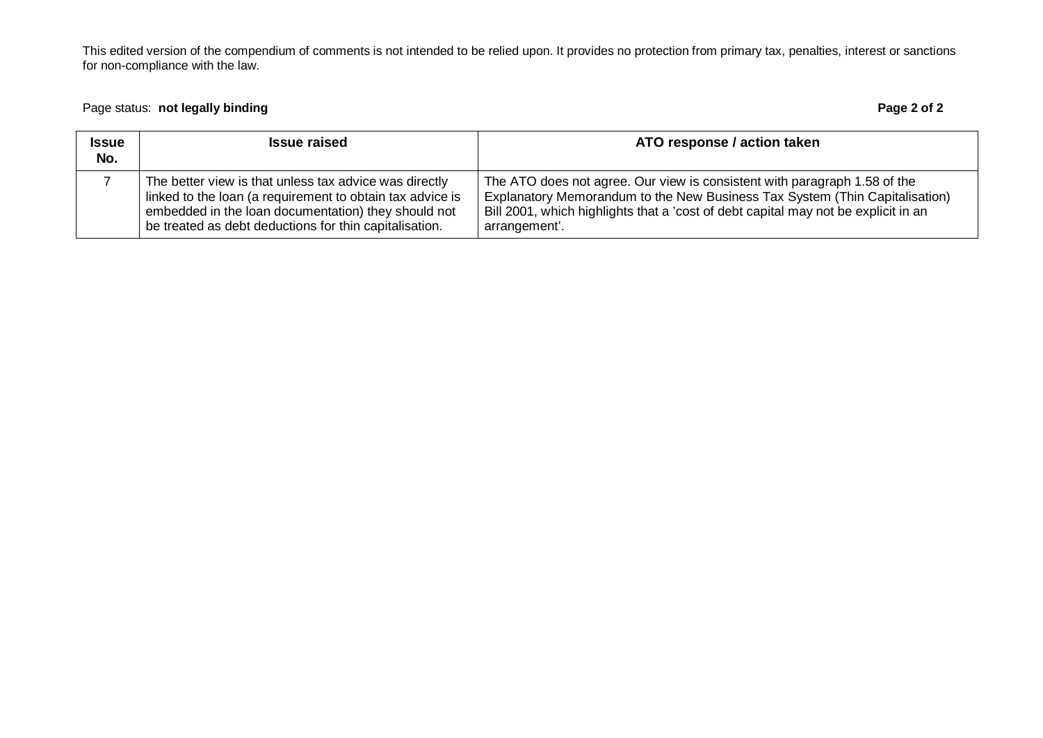This edited version of the compendium of comments is not intended to be relied upon. It provides no protection from primary tax, penalties, interest or sanctions for non-compliance with the law.

Page status: **not legally binding**

| Issue No. | Issue raised | ATO response / action taken |
| --- | --- | --- |
| 7 | The better view is that unless tax advice was directly linked to the loan (a requirement to obtain tax advice is embedded in the loan documentation) they should not be treated as debt deductions for thin capitalisation. | The ATO does not agree. Our view is consistent with paragraph 1.58 of the Explanatory Memorandum to the New Business Tax System (Thin Capitalisation) Bill 2001, which highlights that a 'cost of debt capital may not be explicit in an arrangement'. |